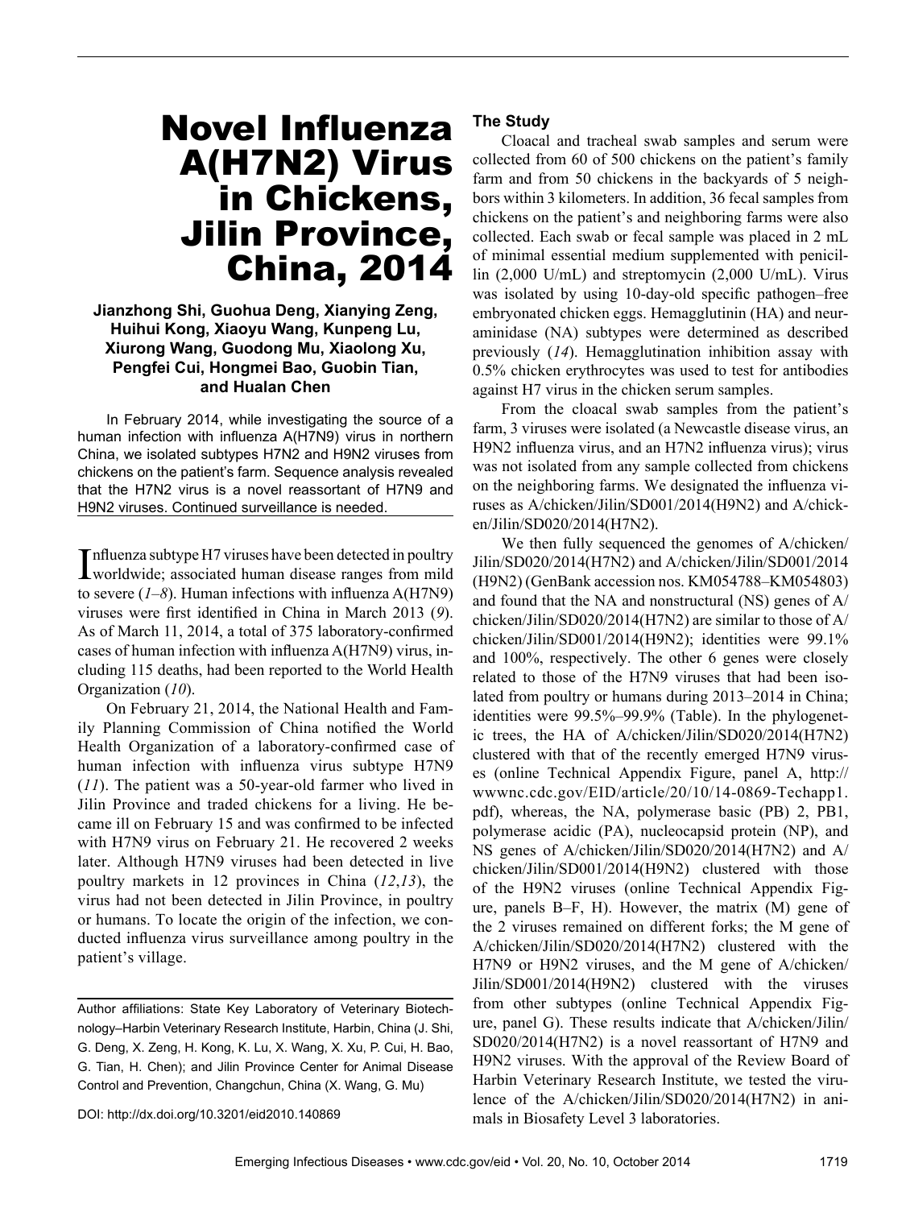# Novel Influenza A(H7N2) Virus in Chickens, Jilin Province, China, 2014

**Jianzhong Shi, Guohua Deng, Xianying Zeng, Huihui Kong, Xiaoyu Wang, Kunpeng Lu, Xiurong Wang, Guodong Mu, Xiaolong Xu, Pengfei Cui, Hongmei Bao, Guobin Tian, and Hualan Chen**

In February 2014, while investigating the source of a human infection with influenza A(H7N9) virus in northern China, we isolated subtypes H7N2 and H9N2 viruses from chickens on the patient's farm. Sequence analysis revealed that the H7N2 virus is a novel reassortant of H7N9 and H9N2 viruses. Continued surveillance is needed.

Influenza subtype H7 viruses have been detected in poultry worldwide; associated human disease ranges from mild to severe (*1*–*8*). Human infections with influenza A(H7N9) viruses were first identified in China in March 2013 (*9*). As of March 11, 2014, a total of 375 laboratory-confirmed cases of human infection with influenza A(H7N9) virus, including 115 deaths, had been reported to the World Health Organization (*10*).

On February 21, 2014, the National Health and Family Planning Commission of China notified the World Health Organization of a laboratory-confirmed case of human infection with influenza virus subtype H7N9 (*11*). The patient was a 50-year-old farmer who lived in Jilin Province and traded chickens for a living. He became ill on February 15 and was confirmed to be infected with H7N9 virus on February 21. He recovered 2 weeks later. Although H7N9 viruses had been detected in live poultry markets in 12 provinces in China (*12*,*13*), the virus had not been detected in Jilin Province, in poultry or humans. To locate the origin of the infection, we conducted influenza virus surveillance among poultry in the patient's village.

Author affiliations: State Key Laboratory of Veterinary Biotechnology–Harbin Veterinary Research Institute, Harbin, China (J. Shi, G. Deng, X. Zeng, H. Kong, K. Lu, X. Wang, X. Xu, P. Cui, H. Bao, G. Tian, H. Chen); and Jilin Province Center for Animal Disease Control and Prevention, Changchun, China (X. Wang, G. Mu)

DOI: http://dx.doi.org/10.3201/eid2010.140869

## The Study

Cloacal and tracheal swab samples and serum were collected from 60 of 500 chickens on the patient's family farm and from 50 chickens in the backyards of 5 neighbors within 3 kilometers. In addition, 36 fecal samples from chickens on the patient's and neighboring farms were also collected. Each swab or fecal sample was placed in 2 mL of minimal essential medium supplemented with penicillin (2,000 U/mL) and streptomycin (2,000 U/mL). Virus was isolated by using 10-day-old specific pathogen–free embryonated chicken eggs. Hemagglutinin (HA) and neuraminidase (NA) subtypes were determined as described previously (*14*). Hemagglutination inhibition assay with 0.5% chicken erythrocytes was used to test for antibodies against H7 virus in the chicken serum samples.

From the cloacal swab samples from the patient's farm, 3 viruses were isolated (a Newcastle disease virus, an H9N2 influenza virus, and an H7N2 influenza virus); virus was not isolated from any sample collected from chickens on the neighboring farms. We designated the influenza viruses as A/chicken/Jilin/SD001/2014(H9N2) and A/chicken/Jilin/SD020/2014(H7N2).

We then fully sequenced the genomes of A/chicken/Jilin/SD020/2014(H7N2) and A/chicken/Jilin/SD001/2014 (H9N2) (GenBank accession nos. KM054788–KM054803) and found that the NA and nonstructural (NS) genes of A/chicken/Jilin/SD020/2014(H7N2) are similar to those of A/chicken/Jilin/SD001/2014(H9N2); identities were 99.1% and 100%, respectively. The other 6 genes were closely related to those of the H7N9 viruses that had been isolated from poultry or humans during 2013–2014 in China; identities were 99.5%–99.9% (Table). In the phylogenetic trees, the HA of A/chicken/Jilin/SD020/2014(H7N2) clustered with that of the recently emerged H7N9 viruses (online Technical Appendix Figure, panel A, http://wwwnc.cdc.gov/EID/article/20/10/14-0869-Techapp1.pdf), whereas, the NA, polymerase basic (PB) 2, PB1, polymerase acidic (PA), nucleocapsid protein (NP), and NS genes of A/chicken/Jilin/SD020/2014(H7N2) and A/chicken/Jilin/SD001/2014(H9N2) clustered with those of the H9N2 viruses (online Technical Appendix Figure, panels B–F, H). However, the matrix (M) gene of the 2 viruses remained on different forks; the M gene of A/chicken/Jilin/SD020/2014(H7N2) clustered with the H7N9 or H9N2 viruses, and the M gene of A/chicken/Jilin/SD001/2014(H9N2) clustered with the viruses from other subtypes (online Technical Appendix Figure, panel G). These results indicate that A/chicken/Jilin/SD020/2014(H7N2) is a novel reassortant of H7N9 and H9N2 viruses. With the approval of the Review Board of Harbin Veterinary Research Institute, we tested the virulence of the A/chicken/Jilin/SD020/2014(H7N2) in animals in Biosafety Level 3 laboratories.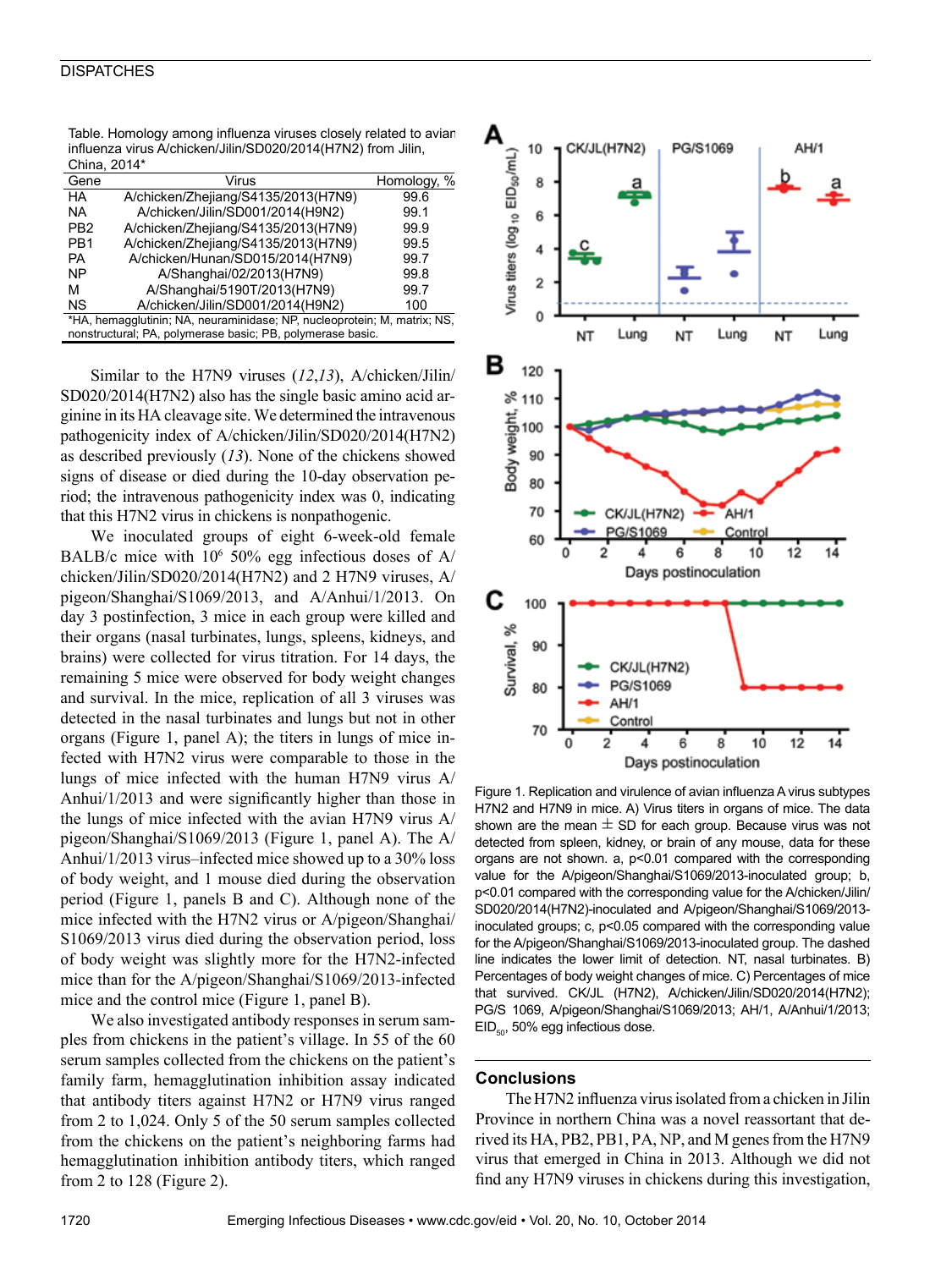Table. Homology among influenza viruses closely related to avian influenza virus A/chicken/Jilin/SD020/2014(H7N2) from Jilin, China, 2014*

| Gene | Virus | Homology, % |
|---|---|---|
| HA | A/chicken/Zhejiang/S4135/2013(H7N9) | 99.6 |
| NA | A/chicken/Jilin/SD001/2014(H9N2) | 99.1 |
| PB2 | A/chicken/Zhejiang/S4135/2013(H7N9) | 99.9 |
| PB1 | A/chicken/Zhejiang/S4135/2013(H7N9) | 99.5 |
| PA | A/chicken/Hunan/SD015/2014(H7N9) | 99.7 |
| NP | A/Shanghai/02/2013(H7N9) | 99.8 |
| M | A/Shanghai/5190T/2013(H7N9) | 99.7 |
| NS | A/chicken/Jilin/SD001/2014(H9N2) | 100 |

*HA, hemagglutinin; NA, neuraminidase; NP, nucleoprotein; M, matrix; NS, nonstructural; PA, polymerase basic; PB, polymerase basic.

Similar to the H7N9 viruses (*12*,*13*), A/chicken/Jilin/SD020/2014(H7N2) also has the single basic amino acid arginine in its HA cleavage site. We determined the intravenous pathogenicity index of A/chicken/Jilin/SD020/2014(H7N2) as described previously (*13*). None of the chickens showed signs of disease or died during the 10-day observation period; the intravenous pathogenicity index was 0, indicating that this H7N2 virus in chickens is nonpathogenic.

We inoculated groups of eight 6-week-old female BALB/c mice with $10^6$ 50% egg infectious doses of A/chicken/Jilin/SD020/2014(H7N2) and 2 H7N9 viruses, A/pigeon/Shanghai/S1069/2013, and A/Anhui/1/2013. On day 3 postinfection, 3 mice in each group were killed and their organs (nasal turbinates, lungs, spleens, kidneys, and brains) were collected for virus titration. For 14 days, the remaining 5 mice were observed for body weight changes and survival. In the mice, replication of all 3 viruses was detected in the nasal turbinates and lungs but not in other organs (Figure 1, panel A); the titers in lungs of mice infected with H7N2 virus were comparable to those in the lungs of mice infected with the human H7N9 virus A/Anhui/1/2013 and were significantly higher than those in the lungs of mice infected with the avian H7N9 virus A/pigeon/Shanghai/S1069/2013 (Figure 1, panel A). The A/Anhui/1/2013 virus–infected mice showed up to a 30% loss of body weight, and 1 mouse died during the observation period (Figure 1, panels B and C). Although none of the mice infected with the H7N2 virus or A/pigeon/Shanghai/S1069/2013 virus died during the observation period, loss of body weight was slightly more for the H7N2-infected mice than for the A/pigeon/Shanghai/S1069/2013-infected mice and the control mice (Figure 1, panel B).

We also investigated antibody responses in serum samples from chickens in the patient's village. In 55 of the 60 serum samples collected from the chickens on the patient's family farm, hemagglutination inhibition assay indicated that antibody titers against H7N2 or H7N9 virus ranged from 2 to 1,024. Only 5 of the 50 serum samples collected from the chickens on the patient's neighboring farms had hemagglutination inhibition antibody titers, which ranged from 2 to 128 (Figure 2).

A
Virus titers ($\log_{10}$ $EID_{50}$/mL)
CK/JL(H7N2) PG/S1069 AH/1
c a b a
NT Lung NT Lung NT Lung

B
Body weight, %
CK/JL(H7N2) AH/1 PG/S1069 Control
Days postinoculation

C
Survival, %
CK/JL(H7N2) PG/S1069 AH/1 Control
Days postinoculation

Figure 1. Replication and virulence of avian influenza A virus subtypes H7N2 and H7N9 in mice. A) Virus titers in organs of mice. The data shown are the mean ± SD for each group. Because virus was not detected from spleen, kidney, or brain of any mouse, data for these organs are not shown. a, p<0.01 compared with the corresponding value for the A/pigeon/Shanghai/S1069/2013-inoculated group; b, p<0.01 compared with the corresponding value for the A/chicken/Jilin/SD020/2014(H7N2)-inoculated and A/pigeon/Shanghai/S1069/2013-inoculated groups; c, p<0.05 compared with the corresponding value for the A/pigeon/Shanghai/S1069/2013-inoculated group. The dashed line indicates the lower limit of detection. NT, nasal turbinates. B) Percentages of body weight changes of mice. C) Percentages of mice that survived. CK/JL (H7N2), A/chicken/Jilin/SD020/2014(H7N2); PG/S 1069, A/pigeon/Shanghai/S1069/2013; AH/1, A/Anhui/1/2013; $EID_{50}$, 50% egg infectious dose.

## Conclusions

The H7N2 influenza virus isolated from a chicken in Jilin Province in northern China was a novel reassortant that derived its HA, PB2, PB1, PA, NP, and M genes from the H7N9 virus that emerged in China in 2013. Although we did not find any H7N9 viruses in chickens during this investigation,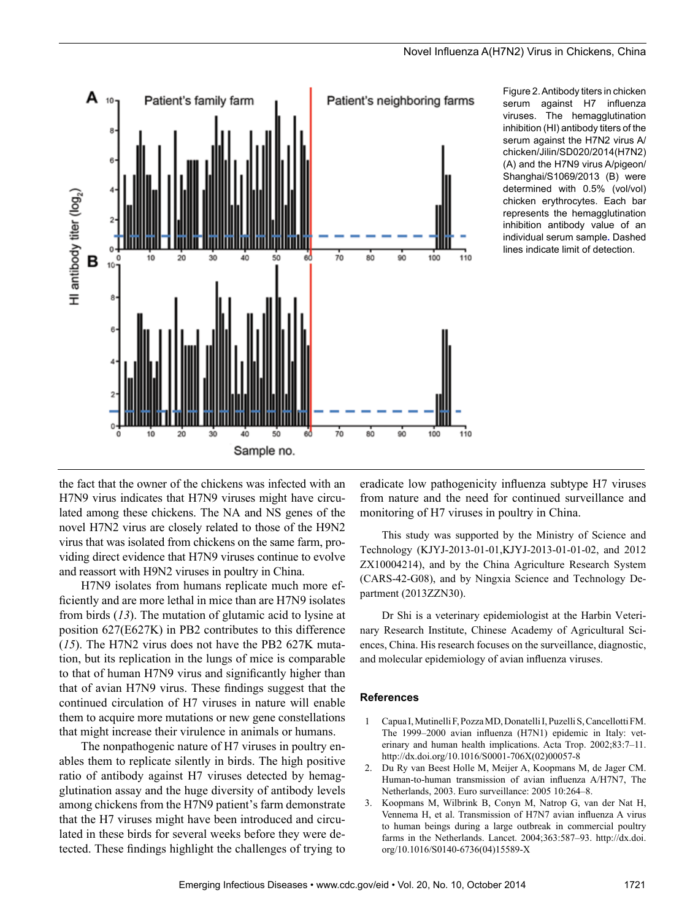A

Patient's family farm

Patient's neighboring farms

B

HI antibody titer ($log_2$)

Sample no.

0 10 20 30 40 50 60 70 80 90 100 110

0 2 4 6 8 10

Figure 2. Antibody titers in chicken serum against H7 influenza viruses. The hemagglutination inhibition (HI) antibody titers of the serum against the H7N2 virus A/chicken/Jilin/SD020/2014(H7N2) (A) and the H7N9 virus A/pigeon/Shanghai/S1069/2013 (B) were determined with 0.5% (vol/vol) chicken erythrocytes. Each bar represents the hemagglutination inhibition antibody value of an individual serum sample. Dashed lines indicate limit of detection.

the fact that the owner of the chickens was infected with an H7N9 virus indicates that H7N9 viruses might have circulated among these chickens. The NA and NS genes of the novel H7N2 virus are closely related to those of the H9N2 virus that was isolated from chickens on the same farm, providing direct evidence that H7N9 viruses continue to evolve and reassort with H9N2 viruses in poultry in China.

H7N9 isolates from humans replicate much more efficiently and are more lethal in mice than are H7N9 isolates from birds (*13*). The mutation of glutamic acid to lysine at position 627(E627K) in PB2 contributes to this difference (*15*). The H7N2 virus does not have the PB2 627K mutation, but its replication in the lungs of mice is comparable to that of human H7N9 virus and significantly higher than that of avian H7N9 virus. These findings suggest that the continued circulation of H7 viruses in nature will enable them to acquire more mutations or new gene constellations that might increase their virulence in animals or humans.

The nonpathogenic nature of H7 viruses in poultry enables them to replicate silently in birds. The high positive ratio of antibody against H7 viruses detected by hemagglutination assay and the huge diversity of antibody levels among chickens from the H7N9 patient's farm demonstrate that the H7 viruses might have been introduced and circulated in these birds for several weeks before they were detected. These findings highlight the challenges of trying to eradicate low pathogenicity influenza subtype H7 viruses from nature and the need for continued surveillance and monitoring of H7 viruses in poultry in China.

This study was supported by the Ministry of Science and Technology (KJYJ-2013-01-01,KJYJ-2013-01-01-02, and 2012 ZX10004214), and by the China Agriculture Research System (CARS-42-G08), and by Ningxia Science and Technology Department (2013ZZN30).

Dr Shi is a veterinary epidemiologist at the Harbin Veterinary Research Institute, Chinese Academy of Agricultural Sciences, China. His research focuses on the surveillance, diagnostic, and molecular epidemiology of avian influenza viruses.

## References

1. Capua I, Mutinelli F, Pozza MD, Donatelli I, Puzelli S, Cancellotti FM. The 1999–2000 avian influenza (H7N1) epidemic in Italy: veterinary and human health implications. Acta Trop. 2002;83:7–11. http://dx.doi.org/10.1016/S0001-706X(02)00057-8
2. Du Ry van Beest Holle M, Meijer A, Koopmans M, de Jager CM. Human-to-human transmission of avian influenza A/H7N7, The Netherlands, 2003. Euro surveillance: 2005 10:264–8.
3. Koopmans M, Wilbrink B, Conyn M, Natrop G, van der Nat H, Vennema H, et al. Transmission of H7N7 avian influenza A virus to human beings during a large outbreak in commercial poultry farms in the Netherlands. Lancet. 2004;363:587–93. http://dx.doi.org/10.1016/S0140-6736(04)15589-X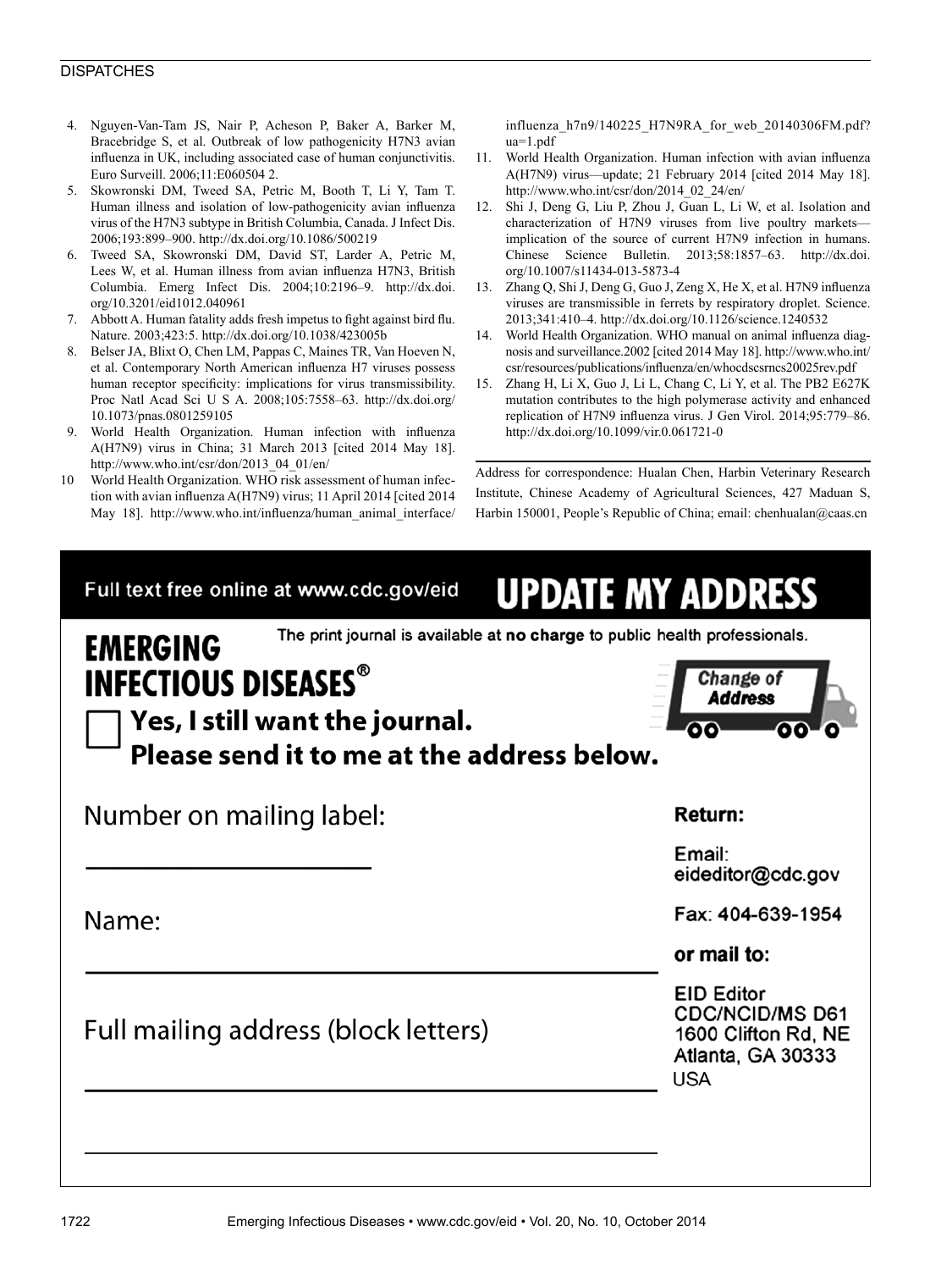4. Nguyen-Van-Tam JS, Nair P, Acheson P, Baker A, Barker M, Bracebridge S, et al. Outbreak of low pathogenicity H7N3 avian influenza in UK, including associated case of human conjunctivitis. Euro Surveill. 2006;11:E060504 2.
5. Skowronski DM, Tweed SA, Petric M, Booth T, Li Y, Tam T. Human illness and isolation of low-pathogenicity avian influenza virus of the H7N3 subtype in British Columbia, Canada. J Infect Dis. 2006;193:899–900. http://dx.doi.org/10.1086/500219
6. Tweed SA, Skowronski DM, David ST, Larder A, Petric M, Lees W, et al. Human illness from avian influenza H7N3, British Columbia. Emerg Infect Dis. 2004;10:2196–9. http://dx.doi.org/10.3201/eid1012.040961
7. Abbott A. Human fatality adds fresh impetus to fight against bird flu. Nature. 2003;423:5. http://dx.doi.org/10.1038/423005b
8. Belser JA, Blixt O, Chen LM, Pappas C, Maines TR, Van Hoeven N, et al. Contemporary North American influenza H7 viruses possess human receptor specificity: implications for virus transmissibility. Proc Natl Acad Sci U S A. 2008;105:7558–63. http://dx.doi.org/10.1073/pnas.0801259105
9. World Health Organization. Human infection with influenza A(H7N9) virus in China; 31 March 2013 [cited 2014 May 18]. http://www.who.int/csr/don/2013_04_01/en/
10. World Health Organization. WHO risk assessment of human infection with avian influenza A(H7N9) virus; 11 April 2014 [cited 2014 May 18]. http://www.who.int/influenza/human_animal_interface/influenza_h7n9/140225_H7N9RA_for_web_20140306FM.pdf?ua=1.pdf
11. World Health Organization. Human infection with avian influenza A(H7N9) virus—update; 21 February 2014 [cited 2014 May 18]. http://www.who.int/csr/don/2014_02_24/en/
12. Shi J, Deng G, Liu P, Zhou J, Guan L, Li W, et al. Isolation and characterization of H7N9 viruses from live poultry markets—implication of the source of current H7N9 infection in humans. Chinese Science Bulletin. 2013;58:1857–63. http://dx.doi.org/10.1007/s11434-013-5873-4
13. Zhang Q, Shi J, Deng G, Guo J, Zeng X, He X, et al. H7N9 influenza viruses are transmissible in ferrets by respiratory droplet. Science. 2013;341:410–4. http://dx.doi.org/10.1126/science.1240532
14. World Health Organization. WHO manual on animal influenza diagnosis and surveillance.2002 [cited 2014 May 18]. http://www.who.int/csr/resources/publications/influenza/en/whocdscsrncs20025rev.pdf
15. Zhang H, Li X, Guo J, Li L, Chang C, Li Y, et al. The PB2 E627K mutation contributes to the high polymerase activity and enhanced replication of H7N9 influenza virus. J Gen Virol. 2014;95:779–86. http://dx.doi.org/10.1099/vir.0.061721-0

Address for correspondence: Hualan Chen, Harbin Veterinary Research Institute, Chinese Academy of Agricultural Sciences, 427 Maduan S, Harbin 150001, People's Republic of China; email: chenhualan@caas.cn

Full text free online at www.cdc.gov/eid

# UPDATE MY ADDRESS

**EMERGING INFECTIOUS DISEASES®**

The print journal is available at **no charge** to public health professionals.

Change of Address

☐ **Yes, I still want the journal. Please send it to me at the address below.**

Number on mailing label: ____________________

Name: ____________________

Full mailing address (block letters) ____________________

____________________

**Return:**

Email: eideditor@cdc.gov

Fax: 404-639-1954

**or mail to:**

EID Editor
CDC/NCID/MS D61
1600 Clifton Rd, NE
Atlanta, GA 30333
USA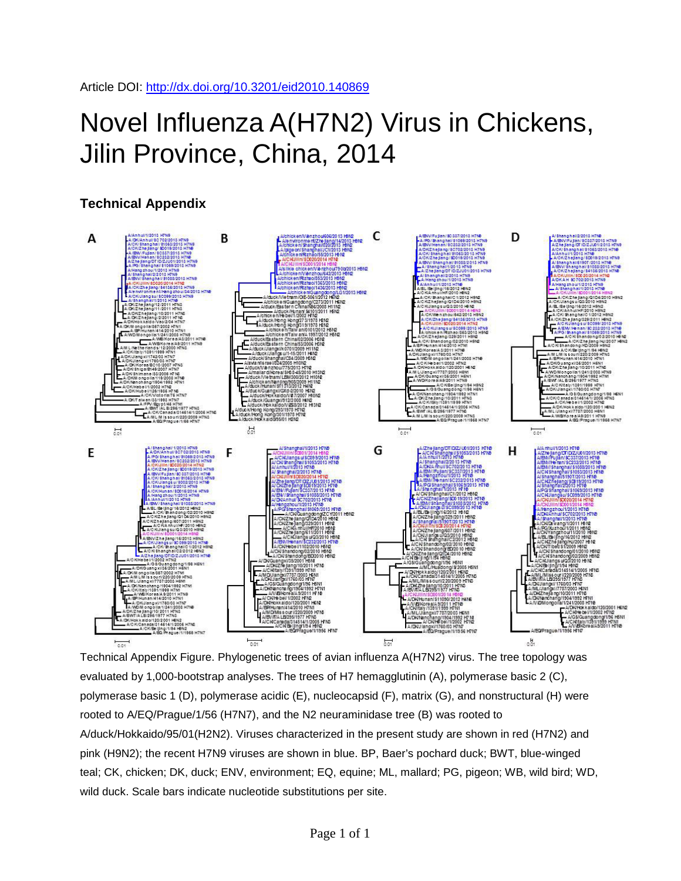Article DOI: http://dx.doi.org/10.3201/eid2010.140869

# Novel Influenza A(H7N2) Virus in Chickens, Jilin Province, China, 2014

## Technical Appendix

Technical Appendix Figure. Phylogenetic trees of avian influenza A(H7N2) virus. The tree topology was evaluated by 1,000-bootstrap analyses. The trees of H7 hemagglutinin (A), polymerase basic 2 (C), polymerase basic 1 (D), polymerase acidic (E), nucleocapsid (F), matrix (G), and nonstructural (H) were rooted to A/EQ/Prague/1/56 (H7N7), and the N2 neuraminidase tree (B) was rooted to A/duck/Hokkaido/95/01(H2N2). Viruses characterized in the present study are shown in red (H7N2) and pink (H9N2); the recent H7N9 viruses are shown in blue. BP, Baer's pochard duck; BWT, blue-winged teal; CK, chicken; DK, duck; ENV, environment; EQ, equine; ML, mallard; PG, pigeon; WB, wild bird; WD, wild duck. Scale bars indicate nucleotide substitutions per site.